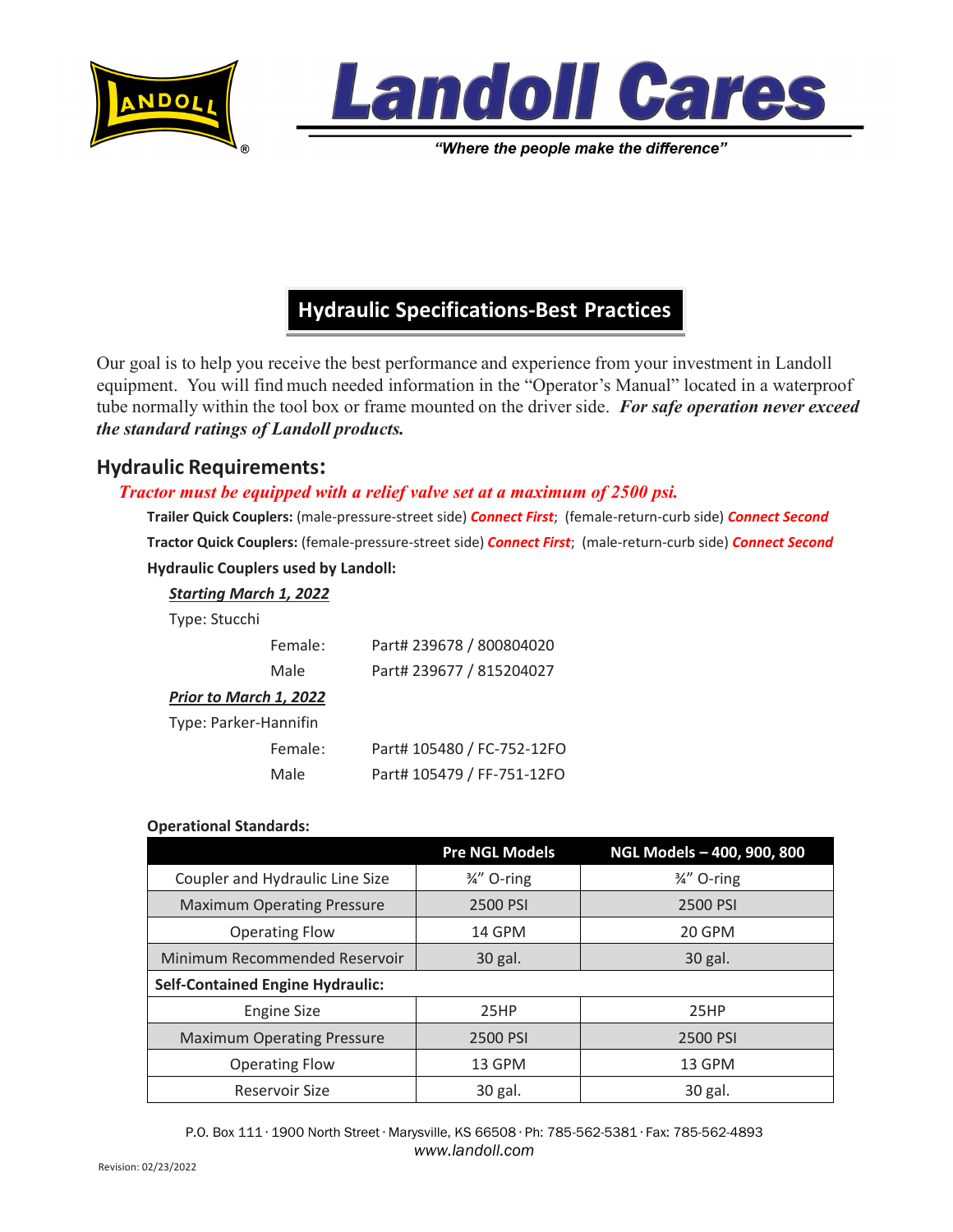# Landoll Cares

*"Where the people make the difference"*

## Hydraulic Specifications-Best Practices

Our goal is to help you receive the best performance and experience from your investment in Landoll equipment. You will find much needed information in the "Operator's Manual" located in a waterproof tube normally within the tool box or frame mounted on the driver side. ***For safe operation never exceed the standard ratings of Landoll products.***

## Hydraulic Requirements:

***Tractor must be equipped with a relief valve set at a maximum of 2500 psi.***

**Trailer Quick Couplers:** (male-pressure-street side) ***Connect First***; (female-return-curb side) ***Connect Second***

**Tractor Quick Couplers:** (female-pressure-street side) ***Connect First***; (male-return-curb side) ***Connect Second***

**Hydraulic Couplers used by Landoll:**

***Starting March 1, 2022***

Type: Stucchi

- Female: Part# 239678 / 800804020
- Male: Part# 239677 / 815204027

***Prior to March 1, 2022***

Type: Parker-Hannifin

- Female: Part# 105480 / FC-752-12FO
- Male: Part# 105479 / FF-751-12FO

**Operational Standards:**

| | Pre NGL Models | NGL Models – 400, 900, 800 |
|---|---|---|
| Coupler and Hydraulic Line Size | ¾" O-ring | ¾" O-ring |
| Maximum Operating Pressure | 2500 PSI | 2500 PSI |
| Operating Flow | 14 GPM | 20 GPM |
| Minimum Recommended Reservoir | 30 gal. | 30 gal. |
| **Self-Contained Engine Hydraulic:** | | |
| Engine Size | 25HP | 25HP |
| Maximum Operating Pressure | 2500 PSI | 2500 PSI |
| Operating Flow | 13 GPM | 13 GPM |
| Reservoir Size | 30 gal. | 30 gal. |

P.O. Box 111 · 1900 North Street · Marysville, KS 66508 · Ph: 785-562-5381 · Fax: 785-562-4893
www.landoll.com

Revision: 02/23/2022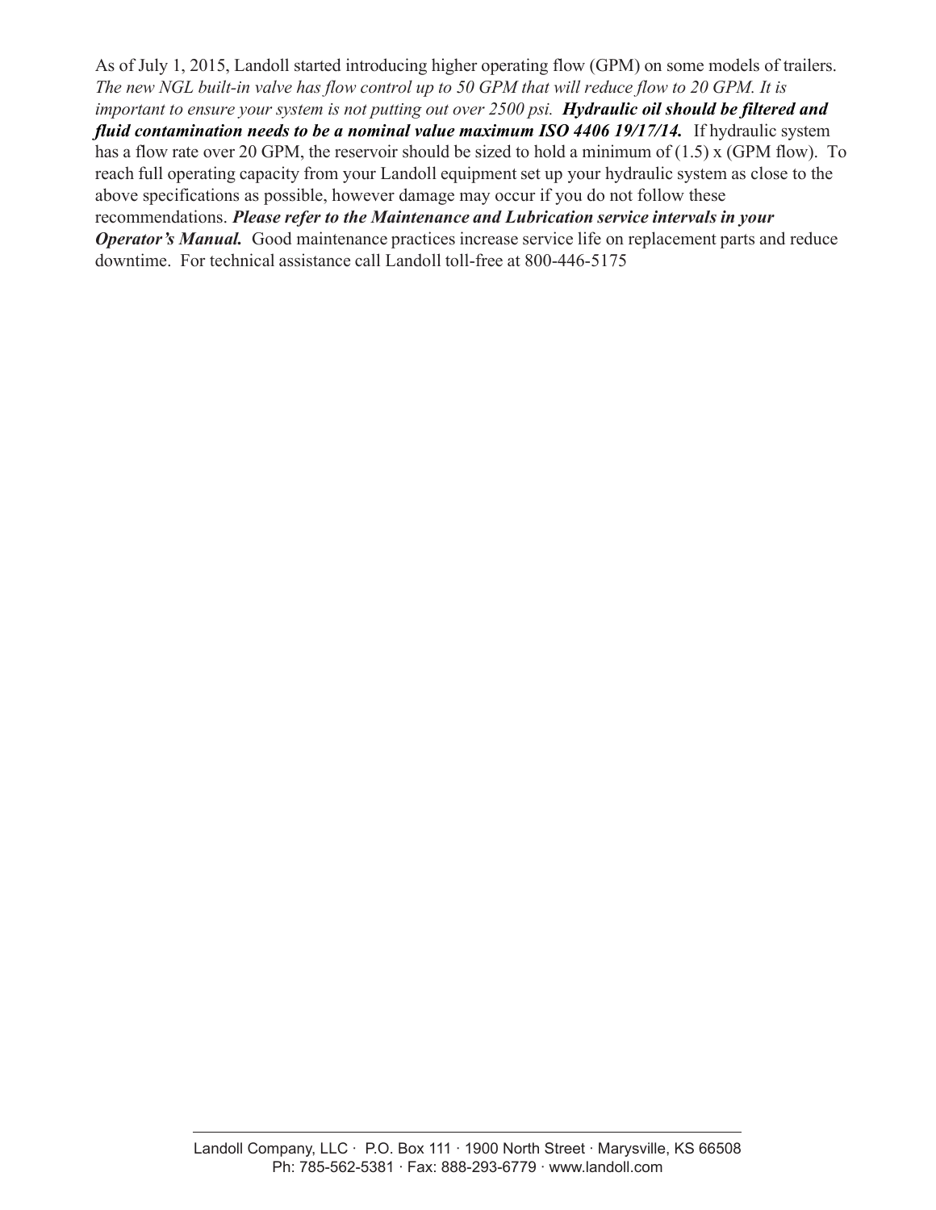As of July 1, 2015, Landoll started introducing higher operating flow (GPM) on some models of trailers. *The new NGL built-in valve has flow control up to 50 GPM that will reduce flow to 20 GPM. It is important to ensure your system is not putting out over 2500 psi.* ***Hydraulic oil should be filtered and fluid contamination needs to be a nominal value maximum ISO 4406 19/17/14.*** If hydraulic system has a flow rate over 20 GPM, the reservoir should be sized to hold a minimum of (1.5) x (GPM flow). To reach full operating capacity from your Landoll equipment set up your hydraulic system as close to the above specifications as possible, however damage may occur if you do not follow these recommendations. ***Please refer to the Maintenance and Lubrication service intervals in your Operator's Manual.*** Good maintenance practices increase service life on replacement parts and reduce downtime. For technical assistance call Landoll toll-free at 800-446-5175

Landoll Company, LLC · P.O. Box 111 · 1900 North Street · Marysville, KS 66508
Ph: 785-562-5381 · Fax: 888-293-6779 · www.landoll.com